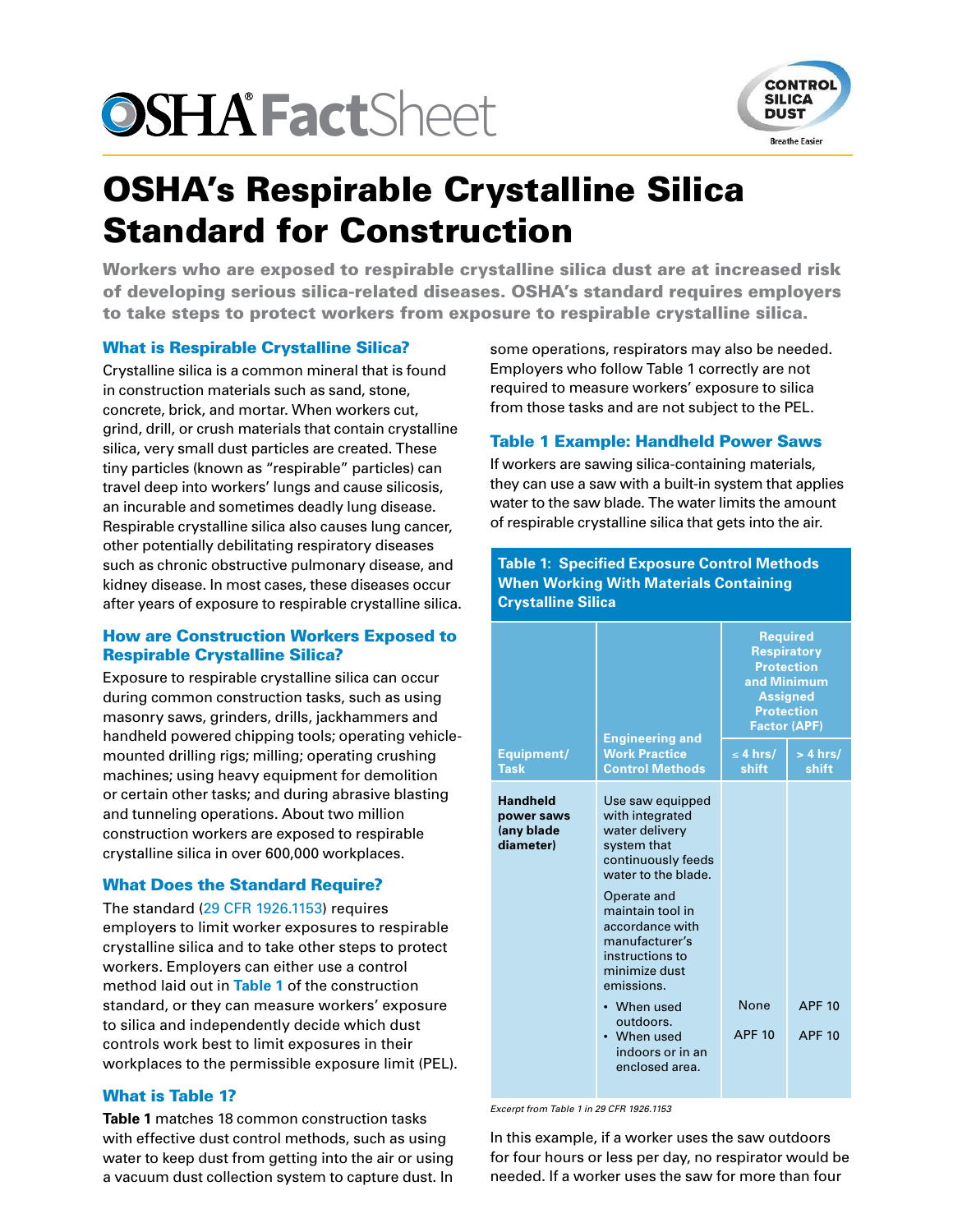# OSHA FactSheet

# OSHA's Respirable Crystalline Silica Standard for Construction

**Workers who are exposed to respirable crystalline silica dust are at increased risk of developing serious silica-related diseases. OSHA's standard requires employers to take steps to protect workers from exposure to respirable crystalline silica.**

## What is Respirable Crystalline Silica?

Crystalline silica is a common mineral that is found in construction materials such as sand, stone, concrete, brick, and mortar. When workers cut, grind, drill, or crush materials that contain crystalline silica, very small dust particles are created. These tiny particles (known as "respirable" particles) can travel deep into workers' lungs and cause silicosis, an incurable and sometimes deadly lung disease. Respirable crystalline silica also causes lung cancer, other potentially debilitating respiratory diseases such as chronic obstructive pulmonary disease, and kidney disease. In most cases, these diseases occur after years of exposure to respirable crystalline silica.

## How are Construction Workers Exposed to Respirable Crystalline Silica?

Exposure to respirable crystalline silica can occur during common construction tasks, such as using masonry saws, grinders, drills, jackhammers and handheld powered chipping tools; operating vehicle-mounted drilling rigs; milling; operating crushing machines; using heavy equipment for demolition or certain other tasks; and during abrasive blasting and tunneling operations. About two million construction workers are exposed to respirable crystalline silica in over 600,000 workplaces.

## What Does the Standard Require?

The standard (29 CFR 1926.1153) requires employers to limit worker exposures to respirable crystalline silica and to take other steps to protect workers. Employers can either use a control method laid out in **Table 1** of the construction standard, or they can measure workers' exposure to silica and independently decide which dust controls work best to limit exposures in their workplaces to the permissible exposure limit (PEL).

## What is Table 1?

**Table 1** matches 18 common construction tasks with effective dust control methods, such as using water to keep dust from getting into the air or using a vacuum dust collection system to capture dust. In some operations, respirators may also be needed. Employers who follow Table 1 correctly are not required to measure workers' exposure to silica from those tasks and are not subject to the PEL.

## Table 1 Example: Handheld Power Saws

If workers are sawing silica-containing materials, they can use a saw with a built-in system that applies water to the saw blade. The water limits the amount of respirable crystalline silica that gets into the air.

**Table 1: Specified Exposure Control Methods When Working With Materials Containing Crystalline Silica**

| Equipment/ Task | Engineering and Work Practice Control Methods | Required Respiratory Protection and Minimum Assigned Protection Factor (APF) | |
|---|---|---|---|
| | | ≤ 4 hrs/ shift | > 4 hrs/ shift |
| **Handheld power saws (any blade diameter)** | Use saw equipped with integrated water delivery system that continuously feeds water to the blade. Operate and maintain tool in accordance with manufacturer's instructions to minimize dust emissions. | | |
| | • When used outdoors. | None | APF 10 |
| | • When used indoors or in an enclosed area. | APF 10 | APF 10 |

*Excerpt from Table 1 in 29 CFR 1926.1153*

In this example, if a worker uses the saw outdoors for four hours or less per day, no respirator would be needed. If a worker uses the saw for more than four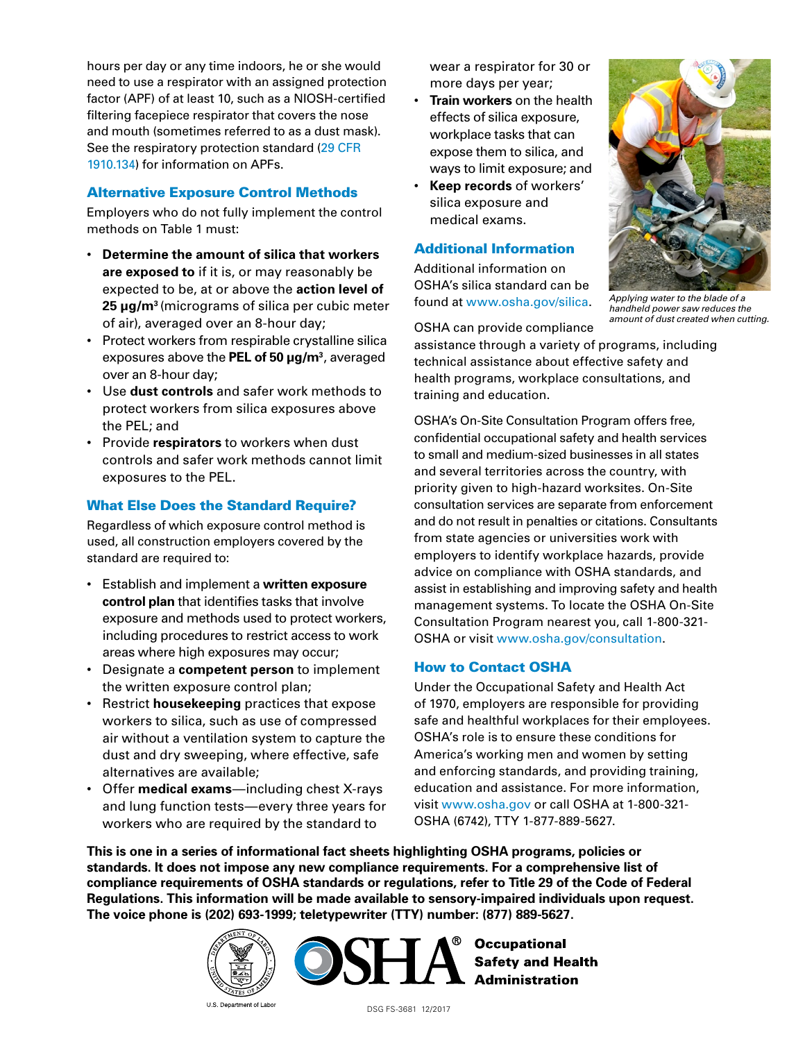hours per day or any time indoors, he or she would need to use a respirator with an assigned protection factor (APF) of at least 10, such as a NIOSH-certified filtering facepiece respirator that covers the nose and mouth (sometimes referred to as a dust mask). See the respiratory protection standard (29 CFR 1910.134) for information on APFs.

## Alternative Exposure Control Methods

Employers who do not fully implement the control methods on Table 1 must:

- **Determine the amount of silica that workers are exposed to** if it is, or may reasonably be expected to be, at or above the **action level of 25 μg/m³** (micrograms of silica per cubic meter of air), averaged over an 8-hour day;
- Protect workers from respirable crystalline silica exposures above the **PEL of 50 μg/m³**, averaged over an 8-hour day;
- Use **dust controls** and safer work methods to protect workers from silica exposures above the PEL; and
- Provide **respirators** to workers when dust controls and safer work methods cannot limit exposures to the PEL.

## What Else Does the Standard Require?

Regardless of which exposure control method is used, all construction employers covered by the standard are required to:

- Establish and implement a **written exposure control plan** that identifies tasks that involve exposure and methods used to protect workers, including procedures to restrict access to work areas where high exposures may occur;
- Designate a **competent person** to implement the written exposure control plan;
- Restrict **housekeeping** practices that expose workers to silica, such as use of compressed air without a ventilation system to capture the dust and dry sweeping, where effective, safe alternatives are available;
- Offer **medical exams**—including chest X-rays and lung function tests—every three years for workers who are required by the standard to wear a respirator for 30 or more days per year;
- **Train workers** on the health effects of silica exposure, workplace tasks that can expose them to silica, and ways to limit exposure; and
- **Keep records** of workers' silica exposure and medical exams.

*Applying water to the blade of a handheld power saw reduces the amount of dust created when cutting.*

## Additional Information

Additional information on OSHA's silica standard can be found at www.osha.gov/silica.

OSHA can provide compliance assistance through a variety of programs, including technical assistance about effective safety and health programs, workplace consultations, and training and education.

OSHA's On-Site Consultation Program offers free, confidential occupational safety and health services to small and medium-sized businesses in all states and several territories across the country, with priority given to high-hazard worksites. On-Site consultation services are separate from enforcement and do not result in penalties or citations. Consultants from state agencies or universities work with employers to identify workplace hazards, provide advice on compliance with OSHA standards, and assist in establishing and improving safety and health management systems. To locate the OSHA On-Site Consultation Program nearest you, call 1-800-321-OSHA or visit www.osha.gov/consultation.

## How to Contact OSHA

Under the Occupational Safety and Health Act of 1970, employers are responsible for providing safe and healthful workplaces for their employees. OSHA's role is to ensure these conditions for America's working men and women by setting and enforcing standards, and providing training, education and assistance. For more information, visit www.osha.gov or call OSHA at 1-800-321-OSHA (6742), TTY 1-877-889-5627.

**This is one in a series of informational fact sheets highlighting OSHA programs, policies or standards. It does not impose any new compliance requirements. For a comprehensive list of compliance requirements of OSHA standards or regulations, refer to Title 29 of the Code of Federal Regulations. This information will be made available to sensory-impaired individuals upon request. The voice phone is (202) 693-1999; teletypewriter (TTY) number: (877) 889-5627.**

U.S. Department of Labor

OSHA® **Occupational Safety and Health Administration**

DSG FS-3681 12/2017